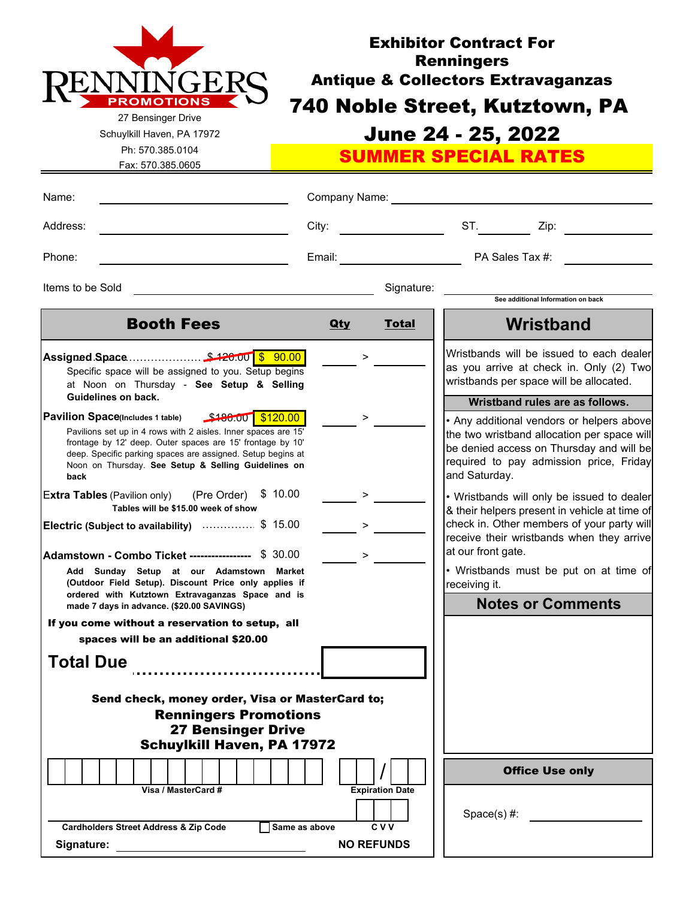RENNINGERS PROMOTIONS

27 Bensinger Drive
Schuylkill Haven, PA 17972
Ph: 570.385.0104
Fax: 570.385.0605

# Exhibitor Contract For Renningers Antique & Collectors Extravaganzas

## 740 Noble Street, Kutztown, PA

## June 24 - 25, 2022

## SUMMER SPECIAL RATES

Name: ____________ Company Name: ____________

Address: ____________ City: ____________ ST. ______ Zip: ____________

Phone: ____________ Email: ____________ PA Sales Tax #: ____________

Items to be Sold ____________ Signature: ____________

See additional Information on back

| Booth Fees | Qty | Total |
|---|---|---|
| **Assigned Space** .................... ~~$ 120.00~~ $ 90.00<br>Specific space will be assigned to you. Setup begins at Noon on Thursday - **See Setup & Selling Guidelines on back.** | ______ | > ______ |
| **Pavilion Space** (Includes 1 table) ~~$180.00~~ $120.00<br>Pavilions set up in 4 rows with 2 aisles. Inner spaces are 15' frontage by 12' deep. Outer spaces are 15' frontage by 10' deep. Specific parking spaces are assigned. Setup begins at Noon on Thursday. **See Setup & Selling Guidelines on back** | ______ | > ______ |
| **Extra Tables** (Pavilion only) (Pre Order) $ 10.00<br>**Tables will be $15.00 week of show** | ______ | > ______ |
| **Electric (Subject to availability)** ............... $ 15.00 | ______ | > ______ |
| **Adamstown - Combo Ticket** ----------------- $ 30.00<br>**Add Sunday Setup at our Adamstown Market (Outdoor Field Setup). Discount Price only applies if ordered with Kutztown Extravaganzas Space and is made 7 days in advance. ($20.00 SAVINGS)** | ______ | > ______ |

**If you come without a reservation to setup, all spaces will be an additional $20.00**

## Total Due ................................ ______

**Send check, money order, Visa or MasterCard to;**

**Renningers Promotions**
**27 Bensinger Drive**
**Schuylkill Haven, PA 17972**

Visa / MasterCard # ____________ Expiration Date __ __ / __ __

Cardholders Street Address & Zip Code ____________ ☐ Same as above CVV ______

Signature: ____________

**NO REFUNDS**

## Wristband

Wristbands will be issued to each dealer as you arrive at check in. Only (2) Two wristbands per space will be allocated.

**Wristband rules are as follows.**

- Any additional vendors or helpers above the two wristband allocation per space will be denied access on Thursday and will be required to pay admission price, Friday and Saturday.
- Wristbands will only be issued to dealer & their helpers present in vehicle at time of check in. Other members of your party will receive their wristbands when they arrive at our front gate.
- Wristbands must be put on at time of receiving it.

## Notes or Comments

**Office Use only**

Space(s) #: ____________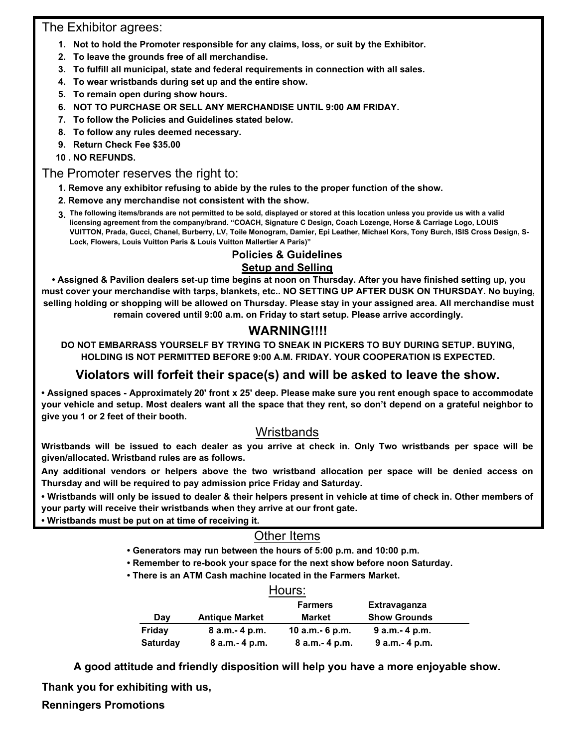The Exhibitor agrees:

1. **Not to hold the Promoter responsible for any claims, loss, or suit by the Exhibitor.**
2. **To leave the grounds free of all merchandise.**
3. **To fulfill all municipal, state and federal requirements in connection with all sales.**
4. **To wear wristbands during set up and the entire show.**
5. **To remain open during show hours.**
6. **NOT TO PURCHASE OR SELL ANY MERCHANDISE UNTIL 9:00 AM FRIDAY.**
7. **To follow the Policies and Guidelines stated below.**
8. **To follow any rules deemed necessary.**
9. **Return Check Fee $35.00**
10. **NO REFUNDS.**

The Promoter reserves the right to:

1. **Remove any exhibitor refusing to abide by the rules to the proper function of the show.**
2. **Remove any merchandise not consistent with the show.**
3. **The following items/brands are not permitted to be sold, displayed or stored at this location unless you provide us with a valid licensing agreement from the company/brand. "COACH, Signature C Design, Coach Lozenge, Horse & Carriage Logo, LOUIS VUITTON, Prada, Gucci, Chanel, Burberry, LV, Toile Monogram, Damier, Epi Leather, Michael Kors, Tony Burch, ISIS Cross Design, S-Lock, Flowers, Louis Vuitton Paris & Louis Vuitton Mallertier A Paris)"**

## Policies & Guidelines

### Setup and Selling

**• Assigned & Pavilion dealers set-up time begins at noon on Thursday. After you have finished setting up, you must cover your merchandise with tarps, blankets, etc.. NO SETTING UP AFTER DUSK ON THURSDAY. No buying, selling holding or shopping will be allowed on Thursday. Please stay in your assigned area. All merchandise must remain covered until 9:00 a.m. on Friday to start setup. Please arrive accordingly.**

## WARNING!!!!

**DO NOT EMBARRASS YOURSELF BY TRYING TO SNEAK IN PICKERS TO BUY DURING SETUP. BUYING, HOLDING IS NOT PERMITTED BEFORE 9:00 A.M. FRIDAY. YOUR COOPERATION IS EXPECTED.**

## Violators will forfeit their space(s) and will be asked to leave the show.

**• Assigned spaces - Approximately 20' front x 25' deep. Please make sure you rent enough space to accommodate your vehicle and setup. Most dealers want all the space that they rent, so don't depend on a grateful neighbor to give you 1 or 2 feet of their booth.**

### Wristbands

**Wristbands will be issued to each dealer as you arrive at check in. Only Two wristbands per space will be given/allocated. Wristband rules are as follows.**

**Any additional vendors or helpers above the two wristband allocation per space will be denied access on Thursday and will be required to pay admission price Friday and Saturday.**

**• Wristbands will only be issued to dealer & their helpers present in vehicle at time of check in. Other members of your party will receive their wristbands when they arrive at our front gate.**

**• Wristbands must be put on at time of receiving it.**

### Other Items

**• Generators may run between the hours of 5:00 p.m. and 10:00 p.m.**

**• Remember to re-book your space for the next show before noon Saturday.**

**• There is an ATM Cash machine located in the Farmers Market.**

### Hours:

| Day | Antique Market | Farmers Market | Extravaganza Show Grounds |
|---|---|---|---|
| Friday | 8 a.m.- 4 p.m. | 10 a.m.- 6 p.m. | 9 a.m.- 4 p.m. |
| Saturday | 8 a.m.- 4 p.m. | 8 a.m.- 4 p.m. | 9 a.m.- 4 p.m. |

**A good attitude and friendly disposition will help you have a more enjoyable show.**

**Thank you for exhibiting with us,**

**Renningers Promotions**